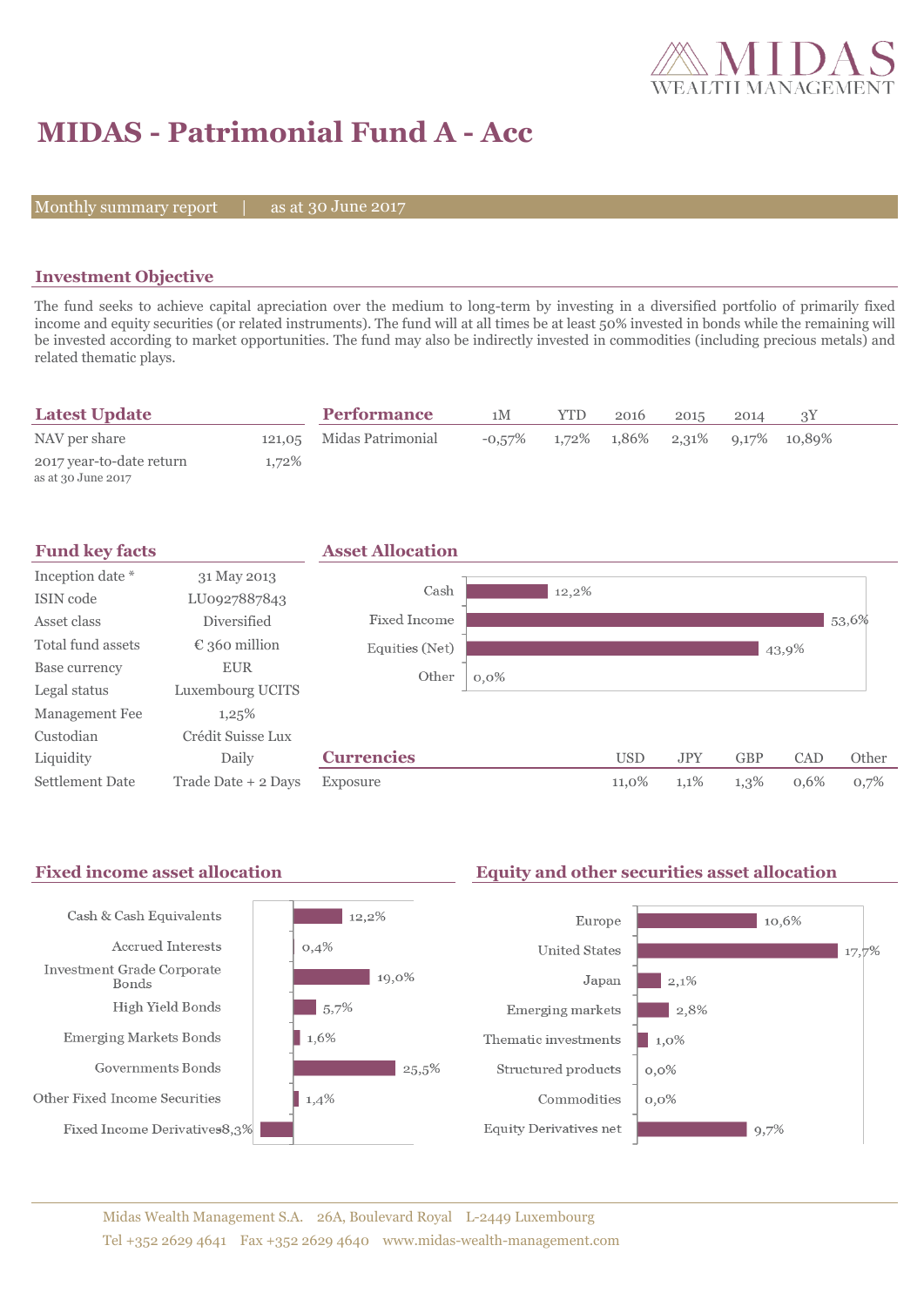# MIDAS - Patrimonial Fund A - Acc

Monthly summary report | as at 30 June 2017

## Investment Objective

The fund seeks to achieve capital apreciation over the medium to long-term by investing in a diversified portfolio of primarily fixed income and equity securities (or related instruments). The fund will at all times be at least 50% invested in bonds while the remaining will be invested according to market opportunities. The fund may also be indirectly invested in commodities (including precious metals) and related thematic plays.

## Latest Update

| | |
|---|---|
| NAV per share | 121,05 |
| 2017 year-to-date return<br>as at 30 June 2017 | 1,72% |

## Performance

| | 1M | YTD | 2016 | 2015 | 2014 | 3Y |
|---|---|---|---|---|---|---|
| Midas Patrimonial | -0,57% | 1,72% | 1,86% | 2,31% | 9,17% | 10,89% |

## Fund key facts

| | |
|---|---|
| Inception date * | 31 May 2013 |
| ISIN code | LU0927887843 |
| Asset class | Diversified |
| Total fund assets | € 360 million |
| Base currency | EUR |
| Legal status | Luxembourg UCITS |
| Management Fee | 1,25% |
| Custodian | Crédit Suisse Lux |
| Liquidity | Daily |
| Settlement Date | Trade Date + 2 Days |

## Asset Allocation

| | |
|---|---|
| Cash | 12,2% |
| Fixed Income | 53,6% |
| Equities (Net) | 43,9% |
| Other | 0,0% |

## Currencies

| | USD | JPY | GBP | CAD | Other |
|---|---|---|---|---|---|
| Exposure | 11,0% | 1,1% | 1,3% | 0,6% | 0,7% |

## Fixed income asset allocation

| | |
|---|---|
| Cash & Cash Equivalents | 12,2% |
| Accrued Interests | 0,4% |
| Investment Grade Corporate Bonds | 19,0% |
| High Yield Bonds | 5,7% |
| Emerging Markets Bonds | 1,6% |
| Governments Bonds | 25,5% |
| Other Fixed Income Securities | 1,4% |
| Fixed Income Derivatives | -8,3% |

## Equity and other securities asset allocation

| | |
|---|---|
| Europe | 10,6% |
| United States | 17,7% |
| Japan | 2,1% |
| Emerging markets | 2,8% |
| Thematic investments | 1,0% |
| Structured products | 0,0% |
| Commodities | 0,0% |
| Equity Derivatives net | 9,7% |

Midas Wealth Management S.A. 26A, Boulevard Royal L-2449 Luxembourg
Tel +352 2629 4641 Fax +352 2629 4640 www.midas-wealth-management.com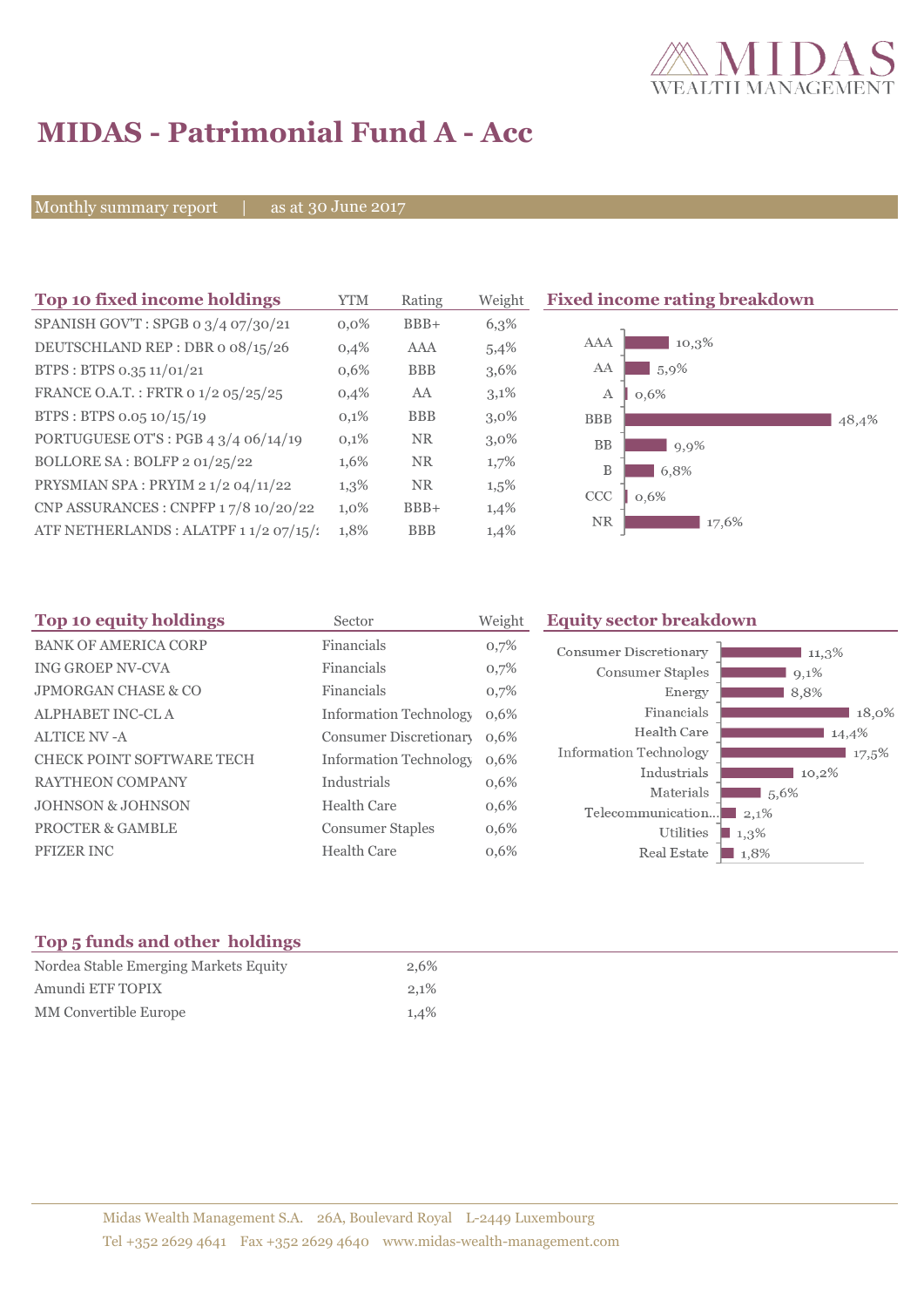# MIDAS - Patrimonial Fund A - Acc

Monthly summary report | as at 30 June 2017

## Top 10 fixed income holdings

| Top 10 fixed income holdings | YTM | Rating | Weight |
|---|---|---|---|
| SPANISH GOV'T : SPGB 0 3/4 07/30/21 | 0,0% | BBB+ | 6,3% |
| DEUTSCHLAND REP : DBR 0 08/15/26 | 0,4% | AAA | 5,4% |
| BTPS : BTPS 0.35 11/01/21 | 0,6% | BBB | 3,6% |
| FRANCE O.A.T. : FRTR 0 1/2 05/25/25 | 0,4% | AA | 3,1% |
| BTPS : BTPS 0.05 10/15/19 | 0,1% | BBB | 3,0% |
| PORTUGUESE OT'S : PGB 4 3/4 06/14/19 | 0,1% | NR | 3,0% |
| BOLLORE SA : BOLFP 2 01/25/22 | 1,6% | NR | 1,7% |
| PRYSMIAN SPA : PRYIM 2 1/2 04/11/22 | 1,3% | NR | 1,5% |
| CNP ASSURANCES : CNPFP 1 7/8 10/20/22 | 1,0% | BBB+ | 1,4% |
| ATF NETHERLANDS : ALATPF 1 1/2 07/15/2 | 1,8% | BBB | 1,4% |

## Fixed income rating breakdown

| Rating | Weight |
|---|---|
| AAA | 10,3% |
| AA | 5,9% |
| A | 0,6% |
| BBB | 48,4% |
| BB | 9,9% |
| B | 6,8% |
| CCC | 0,6% |
| NR | 17,6% |

## Top 10 equity holdings

| Top 10 equity holdings | Sector | Weight |
|---|---|---|
| BANK OF AMERICA CORP | Financials | 0,7% |
| ING GROEP NV-CVA | Financials | 0,7% |
| JPMORGAN CHASE & CO | Financials | 0,7% |
| ALPHABET INC-CL A | Information Technology | 0,6% |
| ALTICE NV -A | Consumer Discretionary | 0,6% |
| CHECK POINT SOFTWARE TECH | Information Technology | 0,6% |
| RAYTHEON COMPANY | Industrials | 0,6% |
| JOHNSON & JOHNSON | Health Care | 0,6% |
| PROCTER & GAMBLE | Consumer Staples | 0,6% |
| PFIZER INC | Health Care | 0,6% |

## Equity sector breakdown

| Sector | Weight |
|---|---|
| Consumer Discretionary | 11,3% |
| Consumer Staples | 9,1% |
| Energy | 8,8% |
| Financials | 18,0% |
| Health Care | 14,4% |
| Information Technology | 17,5% |
| Industrials | 10,2% |
| Materials | 5,6% |
| Telecommunication... | 2,1% |
| Utilities | 1,3% |
| Real Estate | 1,8% |

## Top 5 funds and other holdings

| Top 5 funds and other holdings | Weight |
|---|---|
| Nordea Stable Emerging Markets Equity | 2,6% |
| Amundi ETF TOPIX | 2,1% |
| MM Convertible Europe | 1,4% |

Midas Wealth Management S.A. 26A, Boulevard Royal L-2449 Luxembourg
Tel +352 2629 4641 Fax +352 2629 4640 www.midas-wealth-management.com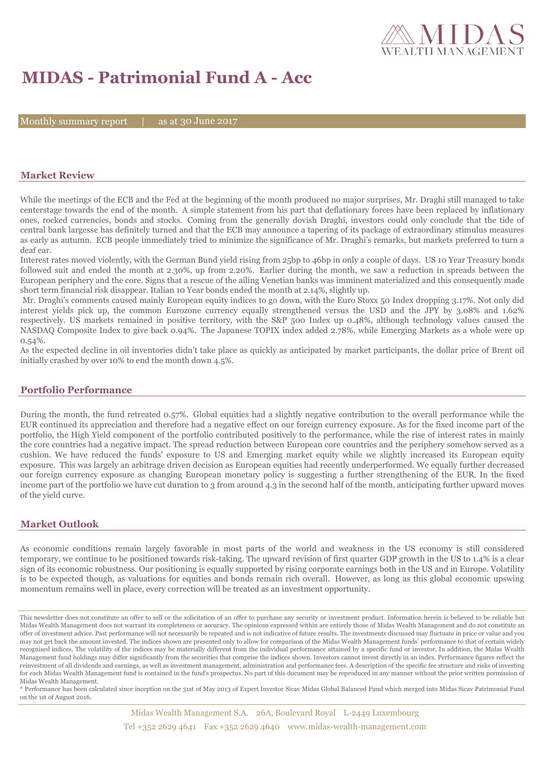# MIDAS - Patrimonial Fund A - Acc

Monthly summary report | as at 30 June 2017

## Market Review

While the meetings of the ECB and the Fed at the beginning of the month produced no major surprises, Mr. Draghi still managed to take centerstage towards the end of the month. A simple statement from his part that deflationary forces have been replaced by inflationary ones, rocked currencies, bonds and stocks. Coming from the generally dovish Draghi, investors could only conclude that the tide of central bank largesse has definitely turned and that the ECB may announce a tapering of its package of extraordinary stimulus measures as early as autumn. ECB people immediately tried to minimize the significance of Mr. Draghi's remarks, but markets preferred to turn a deaf ear.

Interest rates moved violently, with the German Bund yield rising from 25bp to 46bp in only a couple of days. US 10 Year Treasury bonds followed suit and ended the month at 2.30%, up from 2.20%. Earlier during the month, we saw a reduction in spreads between the European periphery and the core. Signs that a rescue of the ailing Venetian banks was imminent materialized and this consequently made short term financial risk disappear. Italian 10 Year bonds ended the month at 2.14%, slightly up.

Mr. Draghi's comments caused mainly European equity indices to go down, with the Euro Stoxx 50 Index dropping 3.17%. Not only did interest yields pick up, the common Eurozone currency equally strengthened versus the USD and the JPY by 3.08% and 1.62% respectively. US markets remained in positive territory, with the S&P 500 Index up 0.48%, although technology values caused the NASDAQ Composite Index to give back 0.94%. The Japanese TOPIX index added 2.78%, while Emerging Markets as a whole were up 0.54%.

As the expected decline in oil inventories didn't take place as quickly as anticipated by market participants, the dollar price of Brent oil initially crashed by over 10% to end the month down 4.5%.

## Portfolio Performance

During the month, the fund retreated 0.57%. Global equities had a slightly negative contribution to the overall performance while the EUR continued its appreciation and therefore had a negative effect on our foreign currency exposure. As for the fixed income part of the portfolio, the High Yield component of the portfolio contributed positively to the performance, while the rise of interest rates in mainly the core countries had a negative impact. The spread reduction between European core countries and the periphery somehow served as a cushion. We have reduced the funds' exposure to US and Emerging market equity while we slightly increased its European equity exposure. This was largely an arbitrage driven decision as European equities had recently underperformed. We equally further decreased our foreign currency exposure as changing European monetary policy is suggesting a further strengthening of the EUR. In the fixed income part of the portfolio we have cut duration to 3 from around 4.3 in the second half of the month, anticipating further upward moves of the yield curve.

## Market Outlook

As economic conditions remain largely favorable in most parts of the world and weakness in the US economy is still considered temporary, we continue to be positioned towards risk-taking. The upward revision of first quarter GDP growth in the US to 1.4% is a clear sign of its economic robustness. Our positioning is equally supported by rising corporate earnings both in the US and in Europe. Volatility is to be expected though, as valuations for equities and bonds remain rich overall. However, as long as this global economic upswing momentum remains well in place, every correction will be treated as an investment opportunity.

This newsletter does not constitute an offer to sell or the solicitation of an offer to purchase any security or investment product. Information herein is believed to be reliable but Midas Wealth Management does not warrant its completeness or accuracy. The opinions expressed within are entirely those of Midas Wealth Management and do not constitute an offer of investment advice. Past performance will not necessarily be repeated and is not indicative of future results. The investments discussed may fluctuate in price or value and you may not get back the amount invested. The indices shown are presented only to allow for comparison of the Midas Wealth Management funds' performance to that of certain widely recognised indices. The volatility of the indices may be materially different from the individual performance attained by a specific fund or investor. In addition, the Midas Wealth Management fund holdings may differ significantly from the securities that comprise the indices shown. Investors cannot invest directly in an index. Performance figures reflect the reinvestment of all dividends and earnings, as well as investment management, administration and performance fees. A description of the specific fee structure and risks of investing for each Midas Wealth Management fund is contained in the fund's prospectus. No part of this document may be reproduced in any manner without the prior written permission of Midas Wealth Management.

\* Performance has been calculated since inception on the 31st of May 2013 of Expert Investor Sicav Midas Global Balanced Fund which merged into Midas Sicav Patrimonial Fund on the 1st of August 2016.

Midas Wealth Management S.A. 26A, Boulevard Royal L-2449 Luxembourg

Tel +352 2629 4641 Fax +352 2629 4640 www.midas-wealth-management.com